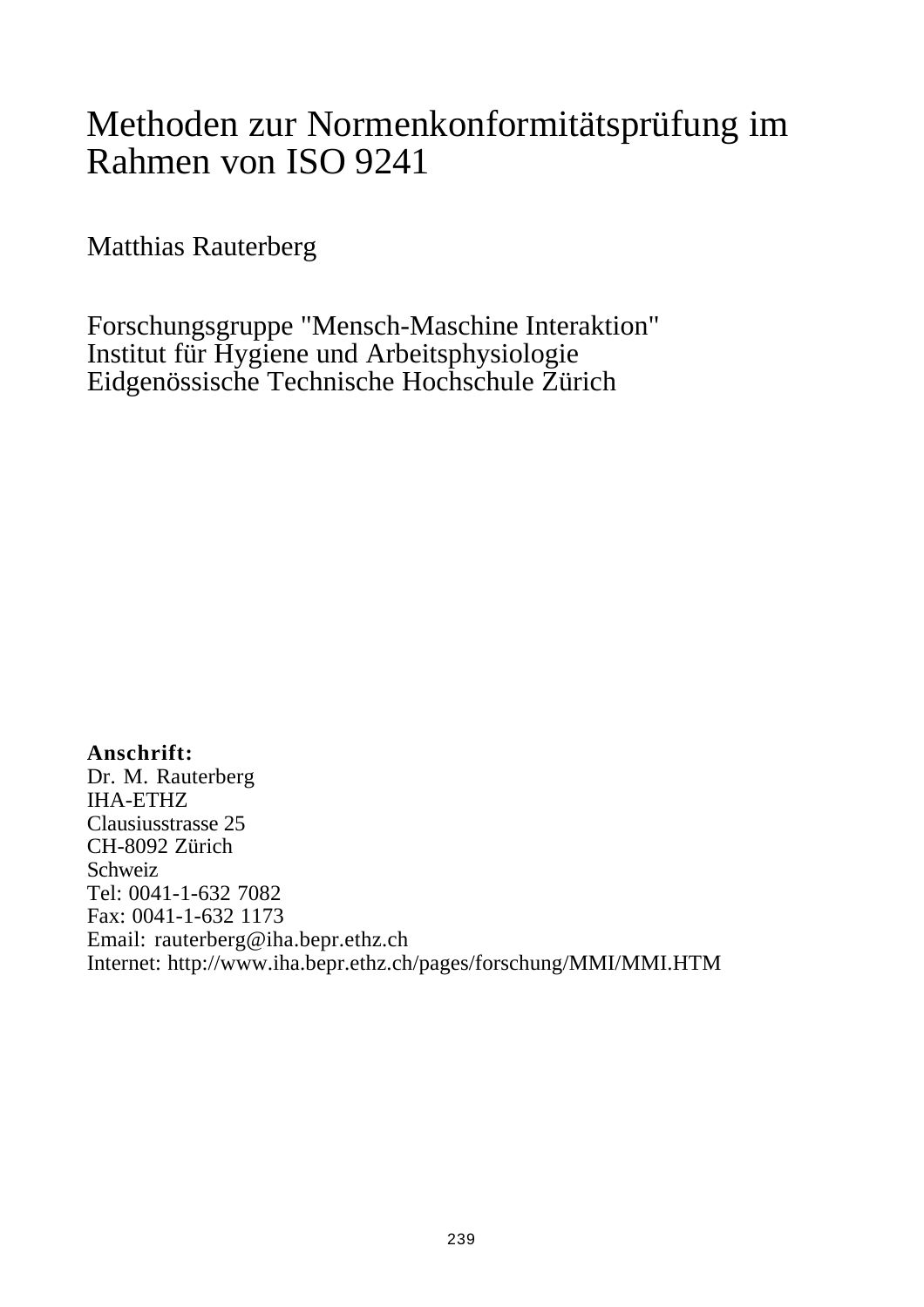# Methoden zur Normenkonformitätsprüfung im Rahmen von ISO 9241

Matthias Rauterberg

Forschungsgruppe "Mensch-Maschine Interaktion"
Institut für Hygiene und Arbeitsphysiologie
Eidgenössische Technische Hochschule Zürich

**Anschrift:**
Dr. M. Rauterberg
IHA-ETHZ
Clausiusstrasse 25
CH-8092 Zürich
Schweiz
Tel: 0041-1-632 7082
Fax: 0041-1-632 1173
Email: rauterberg@iha.bepr.ethz.ch
Internet: http://www.iha.bepr.ethz.ch/pages/forschung/MMI/MMI.HTM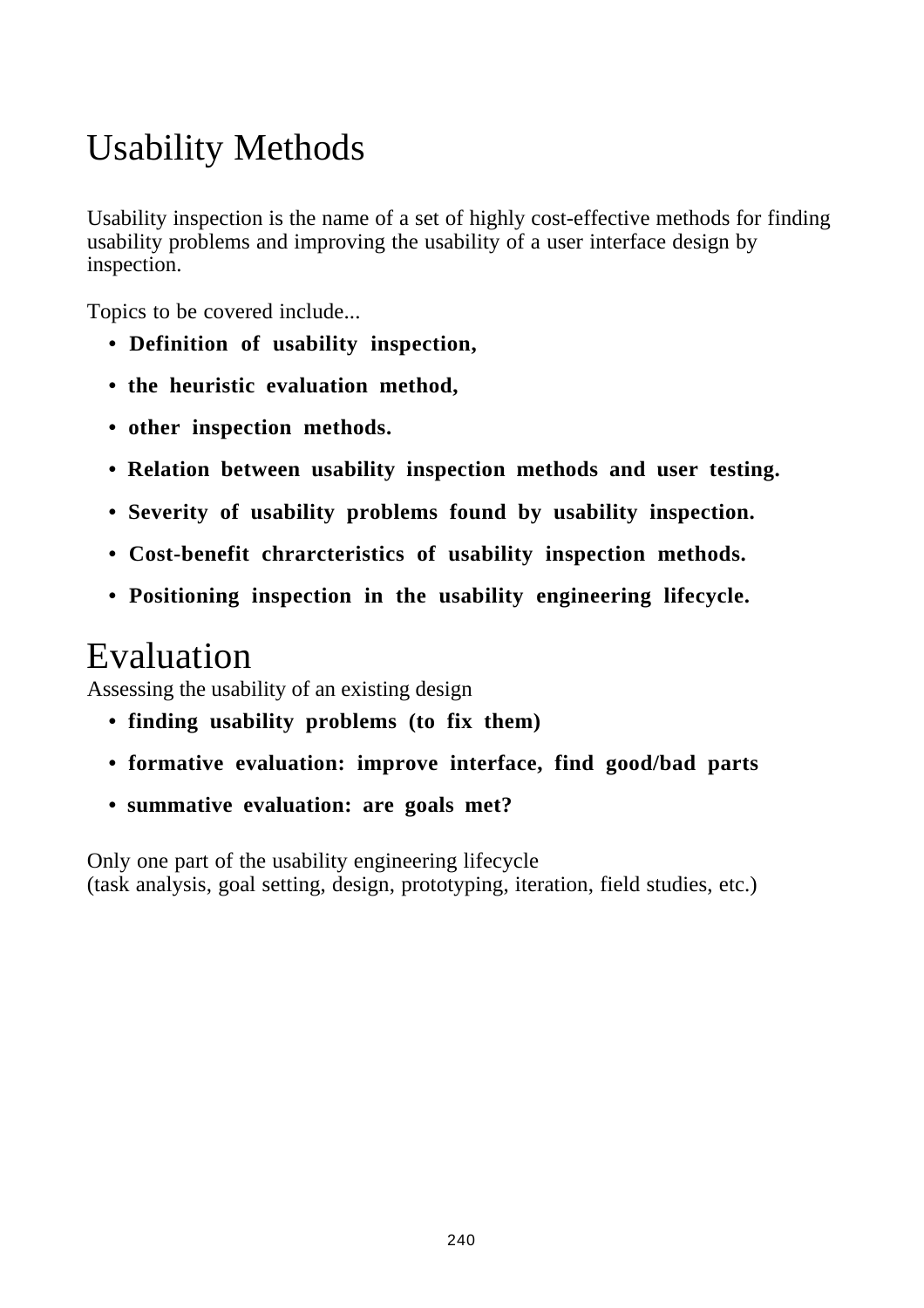# Usability Methods

Usability inspection is the name of a set of highly cost-effective methods for finding usability problems and improving the usability of a user interface design by inspection.

Topics to be covered include...

- **Definition of usability inspection,**
- **the heuristic evaluation method,**
- **other inspection methods.**
- **Relation between usability inspection methods and user testing.**
- **Severity of usability problems found by usability inspection.**
- **Cost-benefit chrarcteristics of usability inspection methods.**
- **Positioning inspection in the usability engineering lifecycle.**

# Evaluation

Assessing the usability of an existing design

- **finding usability problems (to fix them)**
- **formative evaluation: improve interface, find good/bad parts**
- **summative evaluation: are goals met?**

Only one part of the usability engineering lifecycle
(task analysis, goal setting, design, prototyping, iteration, field studies, etc.)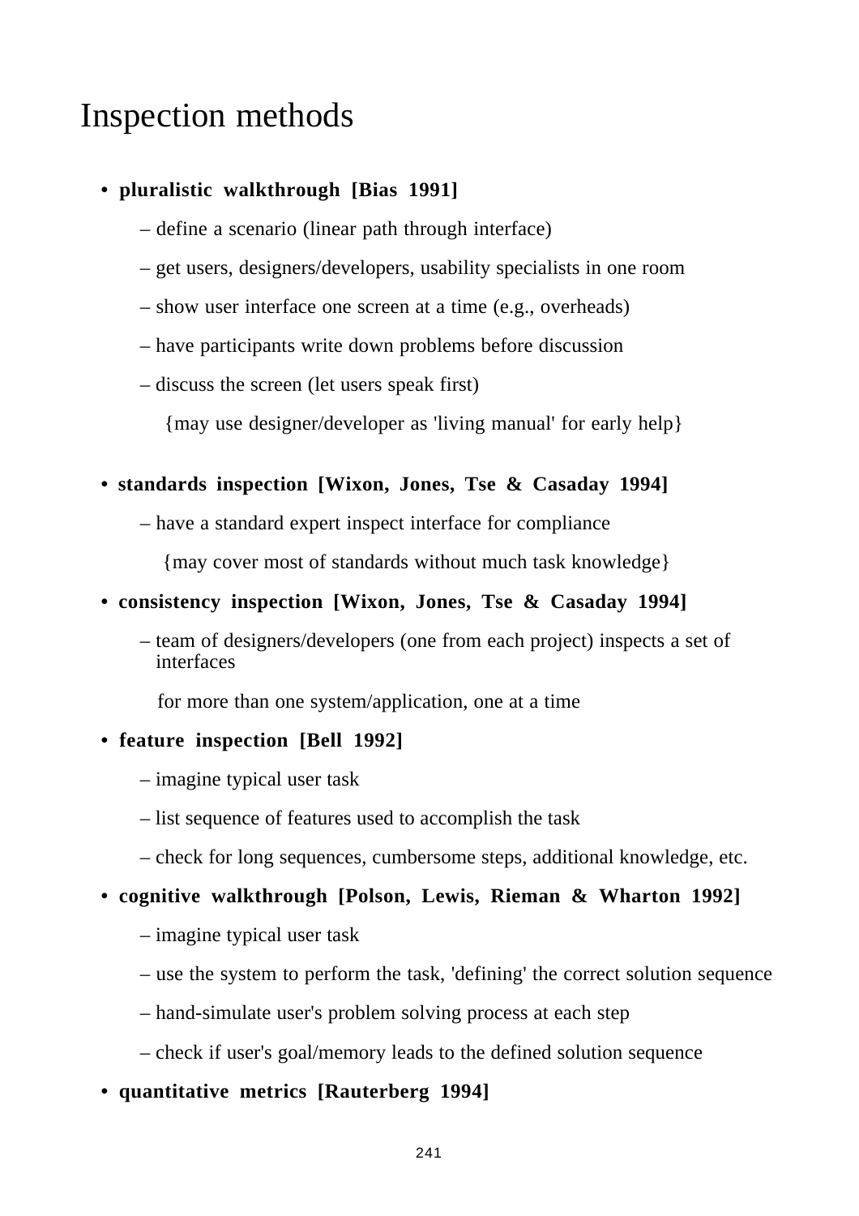# Inspection methods

- **pluralistic walkthrough [Bias 1991]**
  - – define a scenario (linear path through interface)
  - – get users, designers/developers, usability specialists in one room
  - – show user interface one screen at a time (e.g., overheads)
  - – have participants write down problems before discussion
  - – discuss the screen (let users speak first)

    {may use designer/developer as 'living manual' for early help}

- **standards inspection [Wixon, Jones, Tse & Casaday 1994]**
  - – have a standard expert inspect interface for compliance

    {may cover most of standards without much task knowledge}

- **consistency inspection [Wixon, Jones, Tse & Casaday 1994]**
  - – team of designers/developers (one from each project) inspects a set of interfaces

    for more than one system/application, one at a time

- **feature inspection [Bell 1992]**
  - – imagine typical user task
  - – list sequence of features used to accomplish the task
  - – check for long sequences, cumbersome steps, additional knowledge, etc.

- **cognitive walkthrough [Polson, Lewis, Rieman & Wharton 1992]**
  - – imagine typical user task
  - – use the system to perform the task, 'defining' the correct solution sequence
  - – hand-simulate user's problem solving process at each step
  - – check if user's goal/memory leads to the defined solution sequence

- **quantitative metrics [Rauterberg 1994]**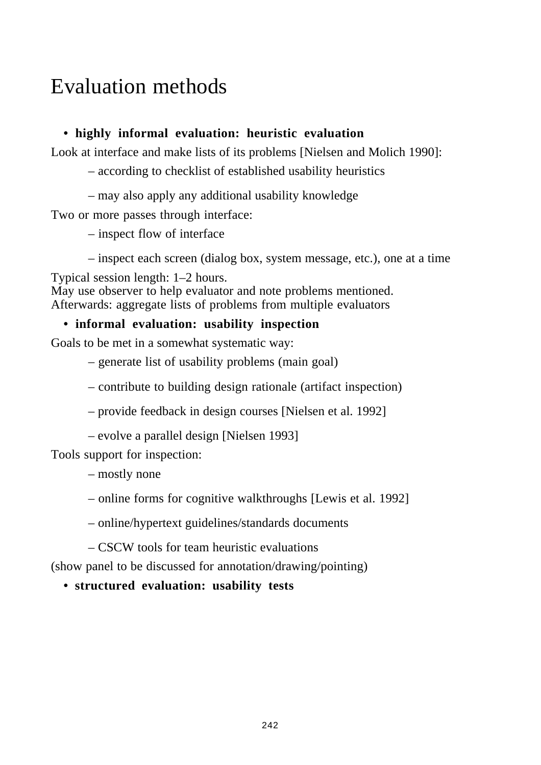# Evaluation methods

- **highly informal evaluation: heuristic evaluation**

Look at interface and make lists of its problems [Nielsen and Molich 1990]:

  – according to checklist of established usability heuristics

  – may also apply any additional usability knowledge

Two or more passes through interface:

  – inspect flow of interface

  – inspect each screen (dialog box, system message, etc.), one at a time

Typical session length: 1–2 hours.
May use observer to help evaluator and note problems mentioned.
Afterwards: aggregate lists of problems from multiple evaluators

- **informal evaluation: usability inspection**

Goals to be met in a somewhat systematic way:

  – generate list of usability problems (main goal)

  – contribute to building design rationale (artifact inspection)

  – provide feedback in design courses [Nielsen et al. 1992]

  – evolve a parallel design [Nielsen 1993]

Tools support for inspection:

  – mostly none

  – online forms for cognitive walkthroughs [Lewis et al. 1992]

  – online/hypertext guidelines/standards documents

  – CSCW tools for team heuristic evaluations

(show panel to be discussed for annotation/drawing/pointing)

- **structured evaluation: usability tests**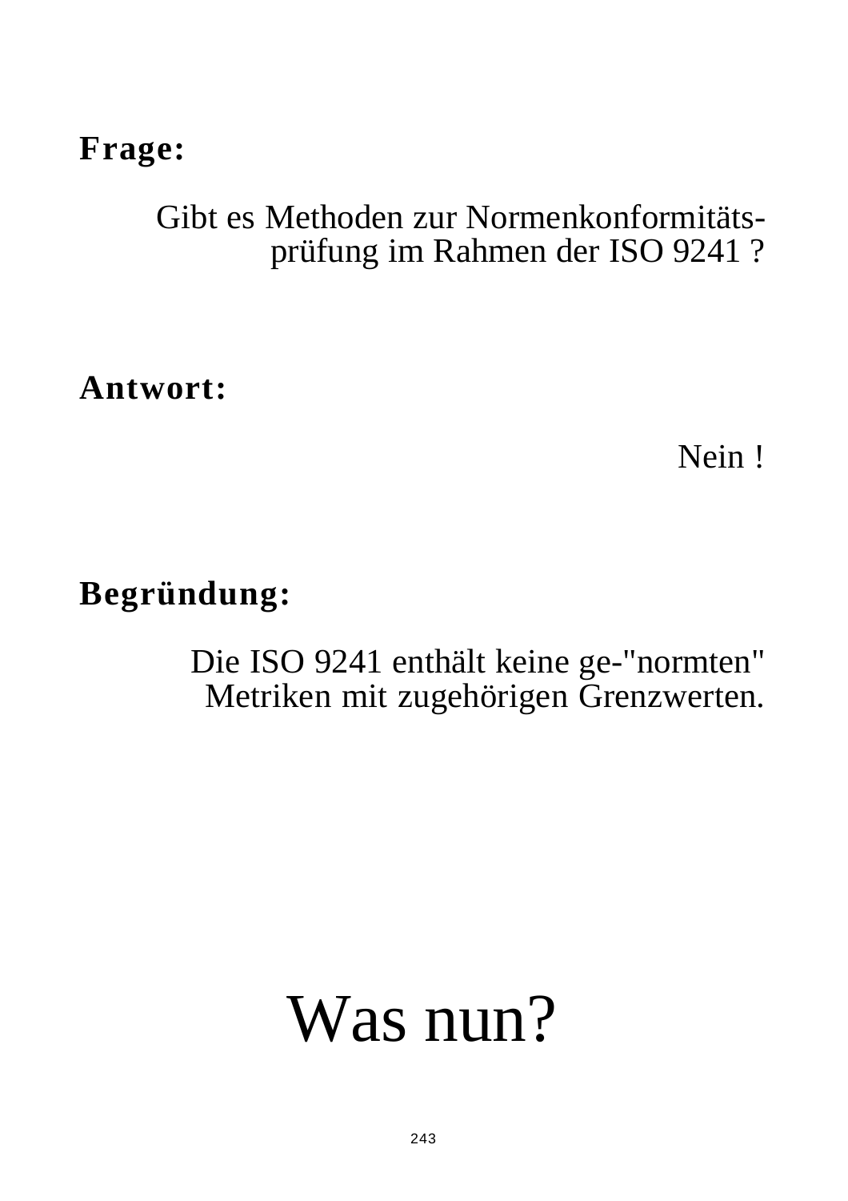**Frage:**

Gibt es Methoden zur Normenkonformitäts-prüfung im Rahmen der ISO 9241 ?

**Antwort:**

Nein !

**Begründung:**

Die ISO 9241 enthält keine ge-"normten" Metriken mit zugehörigen Grenzwerten.

# Was nun?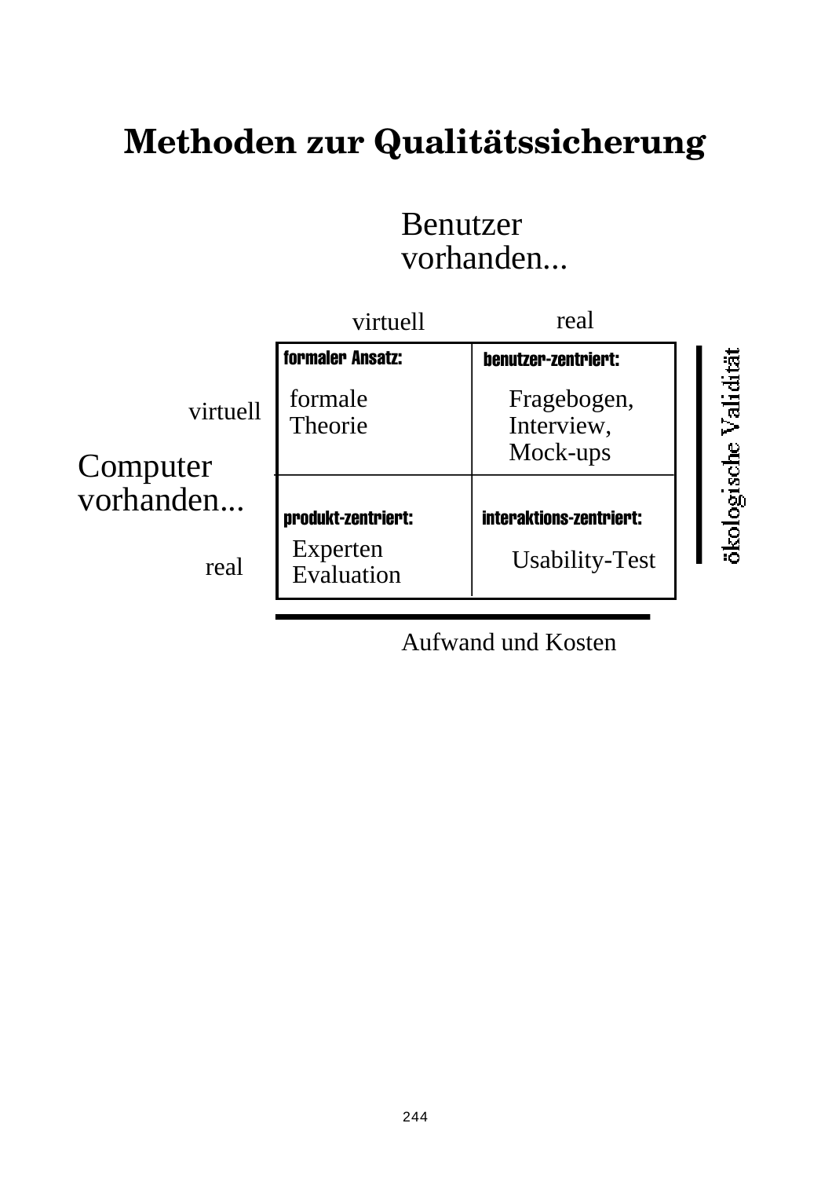# Methoden zur Qualitätssicherung

|  |  | **Benutzer vorhanden...** |  |
|---|---|---|---|
|  |  | **virtuell** | **real** |
| **Computer vorhanden...** | **virtuell** | **formaler Ansatz:** formale Theorie | **benutzer-zentriert:** Fragebogen, Interview, Mock-ups |
|  | **real** | **produkt-zentriert:** Experten Evaluation | **interaktions-zentriert:** Usability-Test |

ökologische Validität

Aufwand und Kosten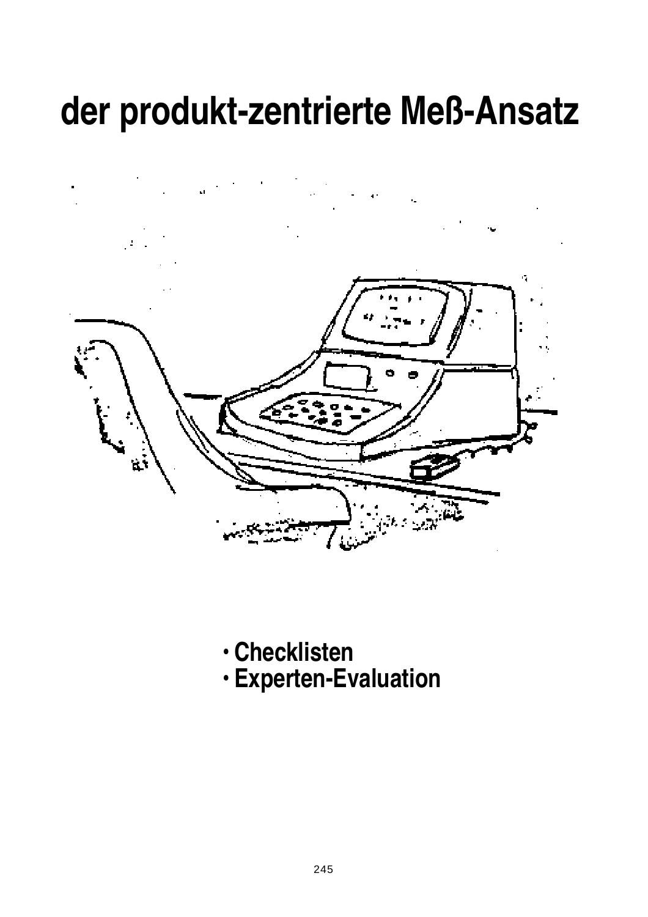# der produkt-zentrierte Meß-Ansatz

- Checklisten
- Experten-Evaluation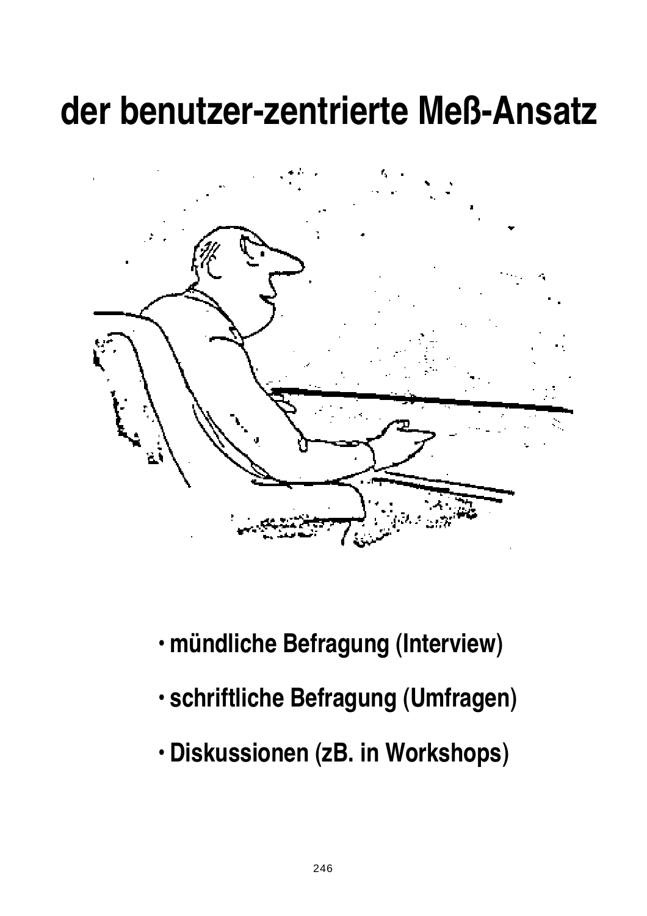# der benutzer-zentrierte Meß-Ansatz

- mündliche Befragung (Interview)
- schriftliche Befragung (Umfragen)
- Diskussionen (zB. in Workshops)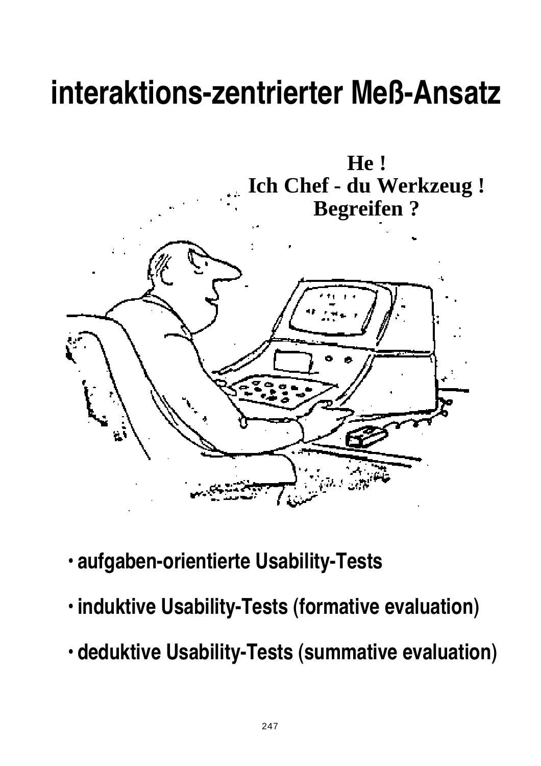# interaktions-zentrierter Meß-Ansatz

**He !**
**Ich Chef - du Werkzeug !**
**Begreifen ?**

- **aufgaben-orientierte Usability-Tests**
- **induktive Usability-Tests (formative evaluation)**
- **deduktive Usability-Tests (summative evaluation)**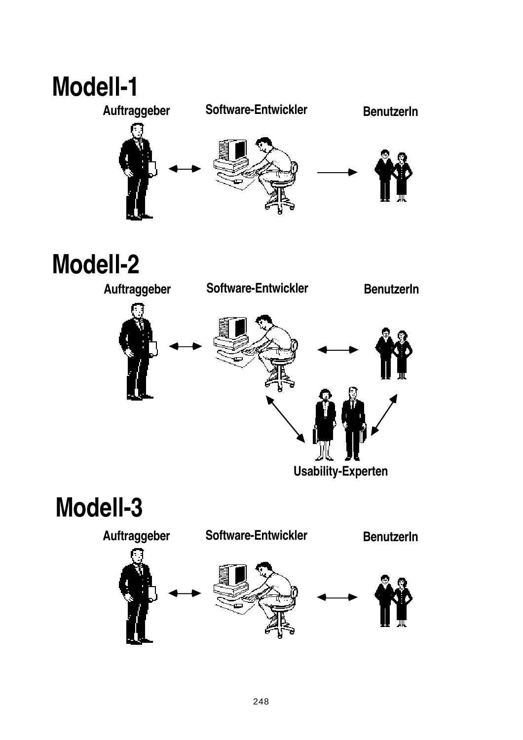# Modell-1

Auftraggeber ⟷ Software-Entwickler → BenutzerIn

# Modell-2

Auftraggeber ⟷ Software-Entwickler ⟷ BenutzerIn

Usability-Experten

# Modell-3

Auftraggeber ⟷ Software-Entwickler ⟷ BenutzerIn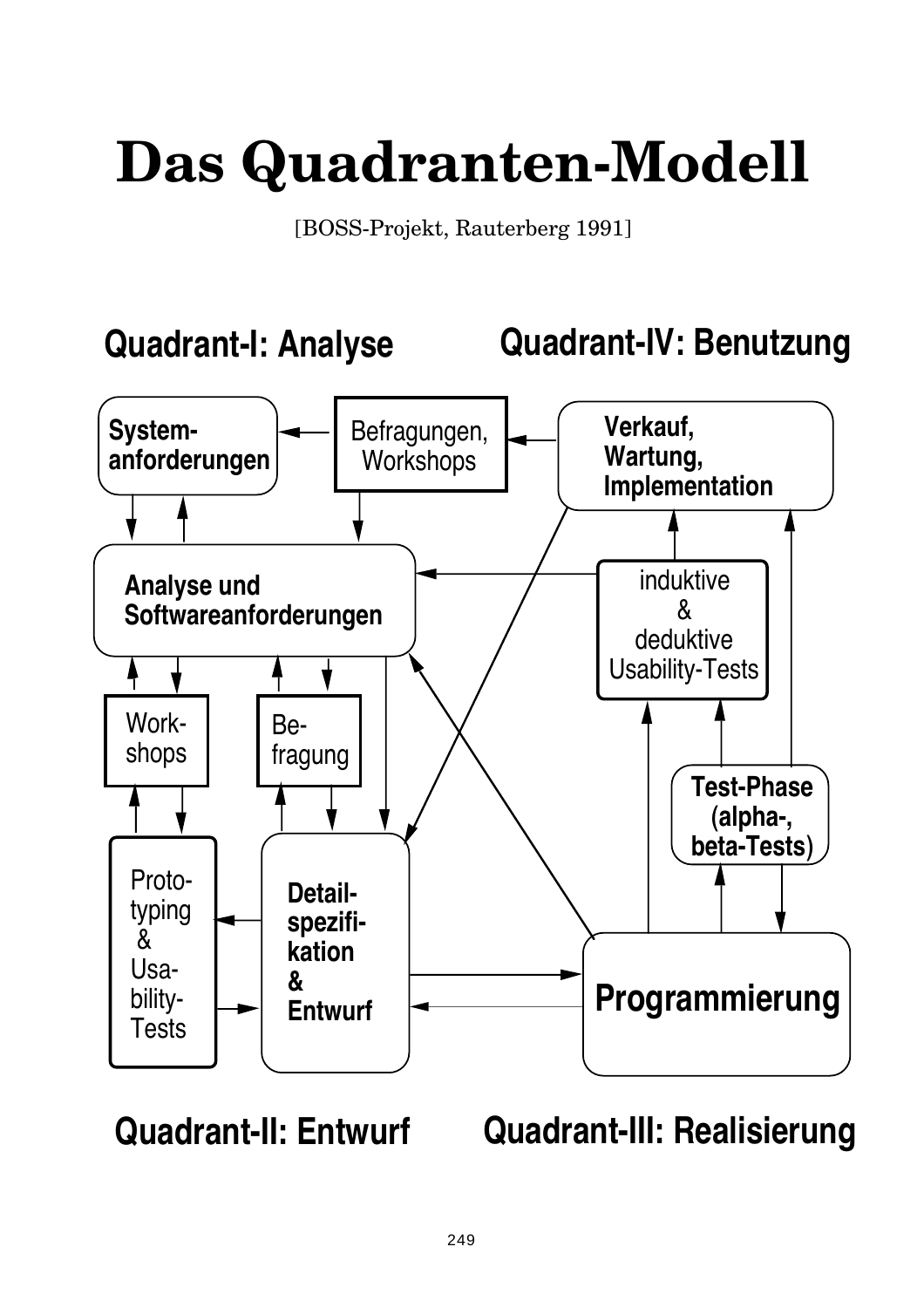# Das Quadranten-Modell

[BOSS-Projekt, Rauterberg 1991]

**Quadrant-I: Analyse**

**Quadrant-IV: Benutzung**

**System-anforderungen**

Befragungen, Workshops

**Verkauf, Wartung, Implementation**

**Analyse und Softwareanforderungen**

induktive & deduktive Usability-Tests

Work-shops

Be-fragung

**Test-Phase (alpha-, beta-Tests)**

Proto-typing & Usa-bility-Tests

**Detail-spezifi-kation & Entwurf**

**Programmierung**

**Quadrant-II: Entwurf**

**Quadrant-III: Realisierung**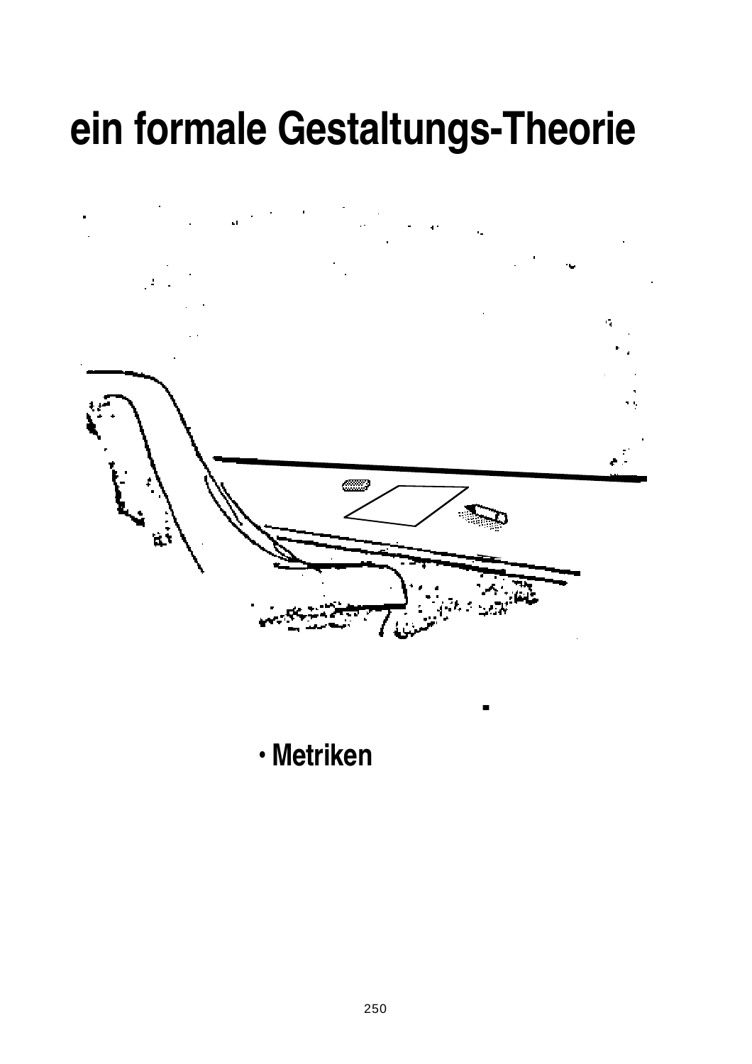# ein formale Gestaltungs-Theorie

- Metriken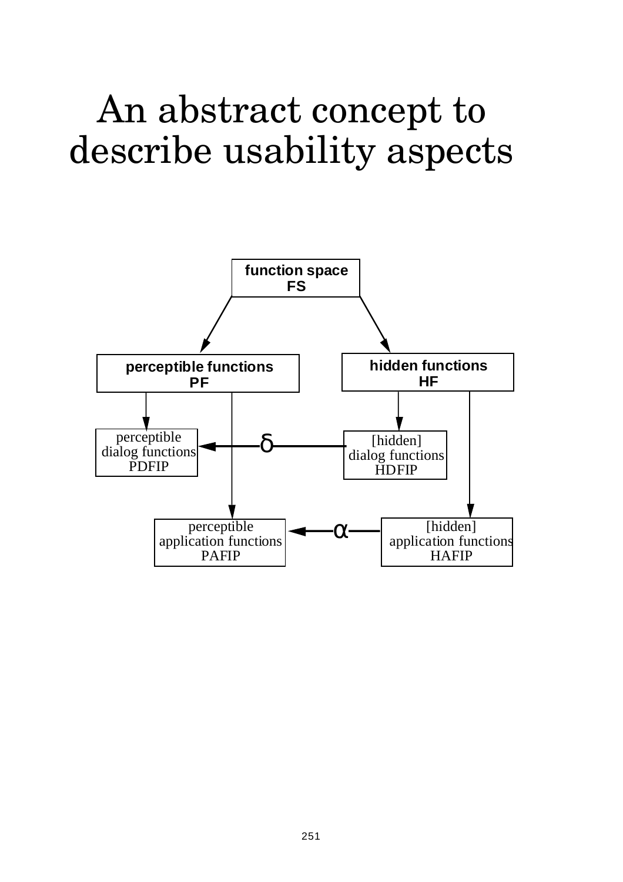# An abstract concept to describe usability aspects

function space
FS

perceptible functions
PF

hidden functions
HF

perceptible
dialog functions
PDFIP

δ

[hidden]
dialog functions
HDFIP

perceptible
application functions
PAFIP

α

[hidden]
application functions
HAFIP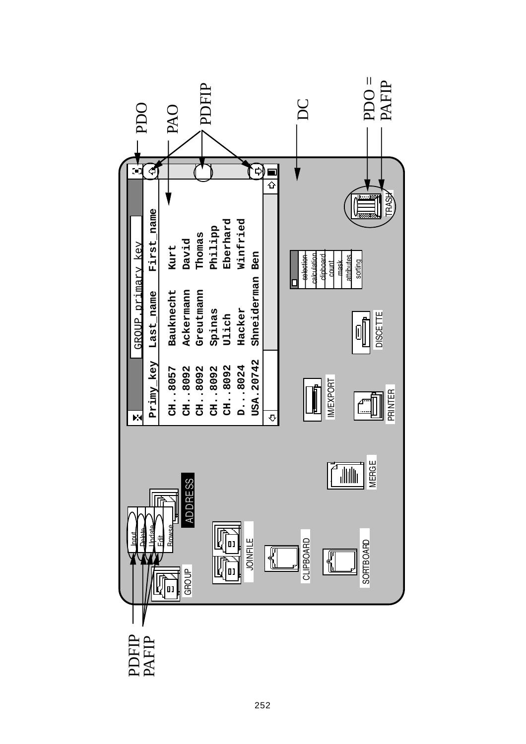PDO

PAO

PDFIP

DC

PDO = PAFIP

PDFIP
PAFIP

GROUP.primary_key

| Primy_key | Last_name | First_name |
|---|---|---|
| CH..8057 | Bauknecht | Kurt |
| CH..8092 | Ackermann | David |
| CH..8092 | Greutmann | Thomas |
| CH..8092 | Spinas | Philipp |
| CH..8092 | Ulich | Eberhard |
| D...8024 | Hacker | Winfried |
| USA.20742 | Shneiderman | Ben |

selection
calculation
clipboard
count
mask
attributes
sorting

TRASH

DISCETTE

IM/EXPORT

PRINTER

MERGE

ADDRESS

Input
Delete
Update
Edit
Browse

GROUP

JOINFILE

CLIPBOARD

SORTBOARD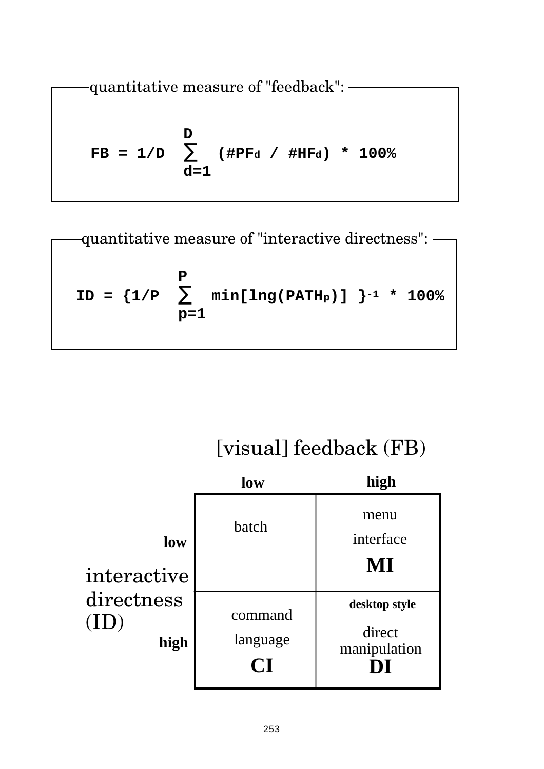quantitative measure of "feedback":

$$FB = 1/D \sum_{d=1}^{D} (\#PF_d / \#HF_d) * 100\%$$

quantitative measure of "interactive directness":

$$ID = \{1/P \sum_{p=1}^{P} \min[lng(PATH_p)] \}^{-1} * 100\%$$

[visual] feedback (FB)

| interactive directness (ID) | low | high |
|---|---|---|
| **low** | batch | menu interface **MI** |
| **high** | command language **CI** | **desktop style** direct manipulation **DI** |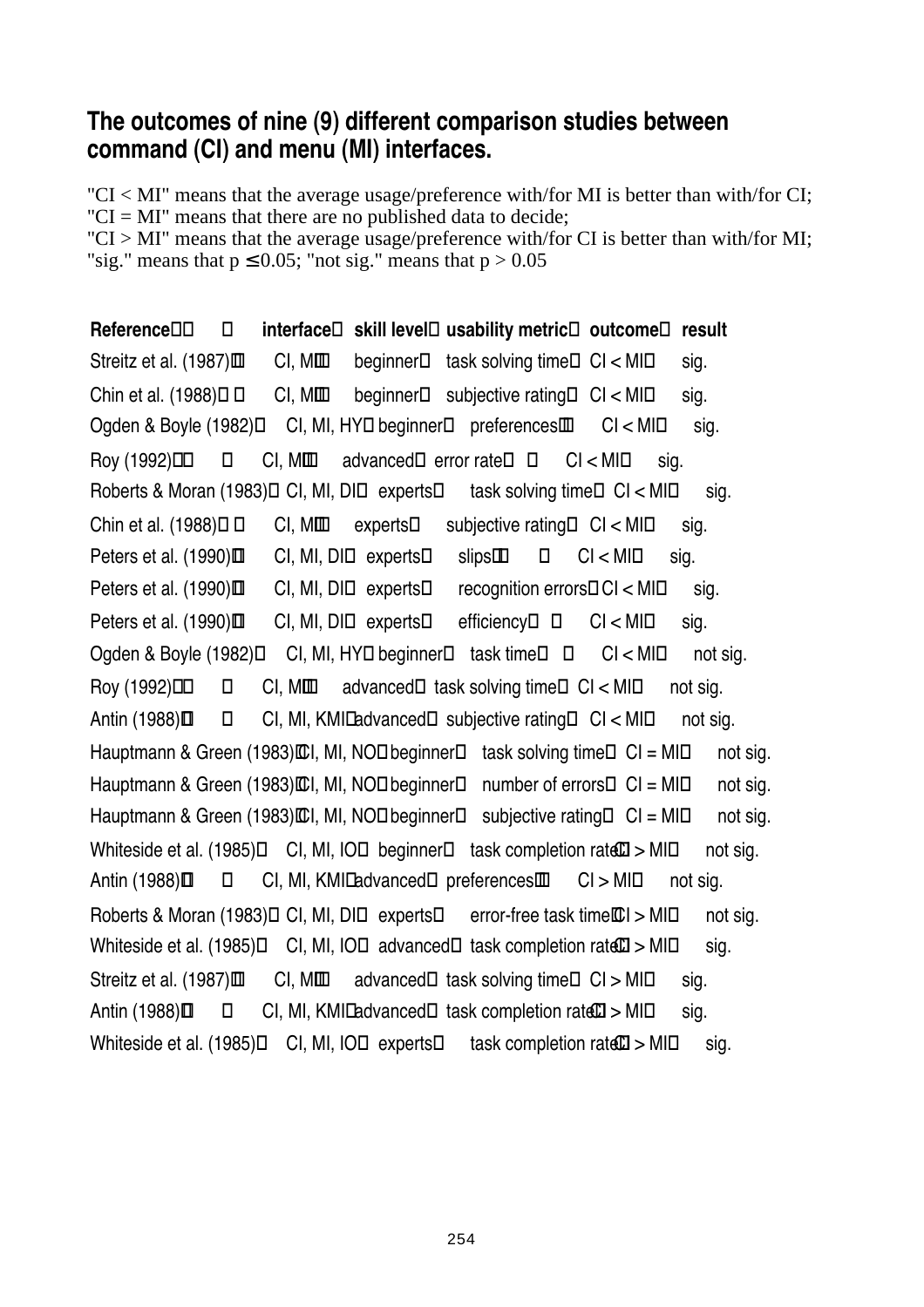## The outcomes of nine (9) different comparison studies between command (CI) and menu (MI) interfaces.

"CI < MI" means that the average usage/preference with/for MI is better than with/for CI;
"CI = MI" means that there are no published data to decide;
"CI > MI" means that the average usage/preference with/for CI is better than with/for MI;
"sig." means that $p \leq 0.05$; "not sig." means that $p > 0.05$

| Reference | interface | skill level | usability metric | outcome | result |
|---|---|---|---|---|---|
| Streitz et al. (1987) | CI, MI | beginner | task solving time | CI < MI | sig. |
| Chin et al. (1988) | CI, MI | beginner | subjective rating | CI < MI | sig. |
| Ogden & Boyle (1982) | CI, MI, HY | beginner | preferences | CI < MI | sig. |
| Roy (1992) | CI, MI | advanced | error rate | CI < MI | sig. |
| Roberts & Moran (1983) | CI, MI, DI | experts | task solving time | CI < MI | sig. |
| Chin et al. (1988) | CI, MI | experts | subjective rating | CI < MI | sig. |
| Peters et al. (1990) | CI, MI, DI | experts | slips | CI < MI | sig. |
| Peters et al. (1990) | CI, MI, DI | experts | recognition errors | CI < MI | sig. |
| Peters et al. (1990) | CI, MI, DI | experts | efficiency | CI < MI | sig. |
| Ogden & Boyle (1982) | CI, MI, HY | beginner | task time | CI < MI | not sig. |
| Roy (1992) | CI, MI | advanced | task solving time | CI < MI | not sig. |
| Antin (1988) | CI, MI, KMI | advanced | subjective rating | CI < MI | not sig. |
| Hauptmann & Green (1983) | CI, MI, NO | beginner | task solving time | CI = MI | not sig. |
| Hauptmann & Green (1983) | CI, MI, NO | beginner | number of errors | CI = MI | not sig. |
| Hauptmann & Green (1983) | CI, MI, NO | beginner | subjective rating | CI = MI | not sig. |
| Whiteside et al. (1985) | CI, MI, IO | beginner | task completion rate | CI > MI | not sig. |
| Antin (1988) | CI, MI, KMI | advanced | preferences | CI > MI | not sig. |
| Roberts & Moran (1983) | CI, MI, DI | experts | error-free task time | CI > MI | not sig. |
| Whiteside et al. (1985) | CI, MI, IO | advanced | task completion rate | CI > MI | sig. |
| Streitz et al. (1987) | CI, MI | advanced | task solving time | CI > MI | sig. |
| Antin (1988) | CI, MI, KMI | advanced | task completion rate | CI > MI | sig. |
| Whiteside et al. (1985) | CI, MI, IO | experts | task completion rate | CI > MI | sig. |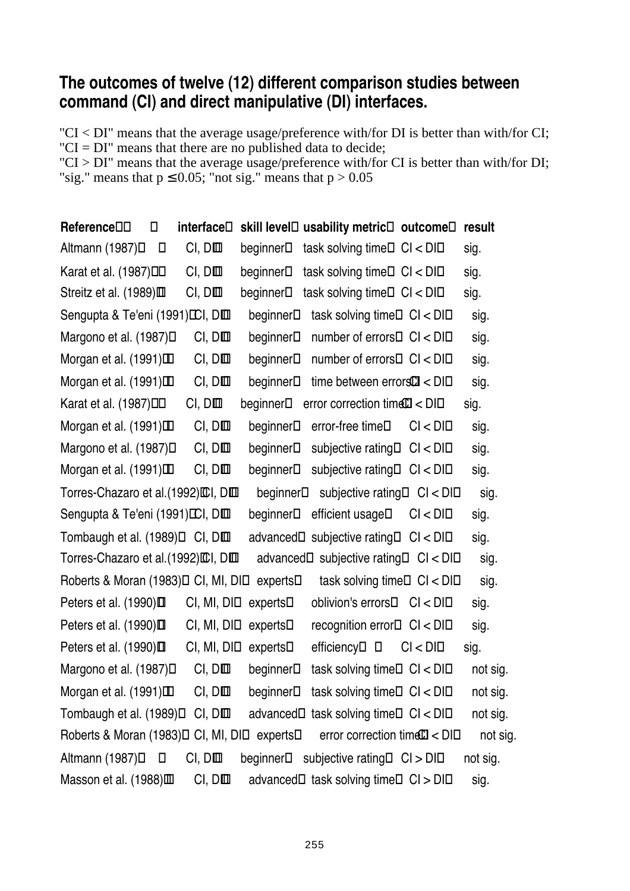## The outcomes of twelve (12) different comparison studies between command (CI) and direct manipulative (DI) interfaces.

"CI < DI" means that the average usage/preference with/for DI is better than with/for CI;
"CI = DI" means that there are no published data to decide;
"CI > DI" means that the average usage/preference with/for CI is better than with/for DI;
"sig." means that $p \leq 0.05$; "not sig." means that $p > 0.05$

| Reference | interface | skill level | usability metric | outcome | result |
|---|---|---|---|---|---|
| Altmann (1987) | CI, DI | beginner | task solving time | CI < DI | sig. |
| Karat et al. (1987) | CI, DI | beginner | task solving time | CI < DI | sig. |
| Streitz et al. (1989) | CI, DI | beginner | task solving time | CI < DI | sig. |
| Sengupta & Te'eni (1991) | CI, DI | beginner | task solving time | CI < DI | sig. |
| Margono et al. (1987) | CI, DI | beginner | number of errors | CI < DI | sig. |
| Morgan et al. (1991) | CI, DI | beginner | number of errors | CI < DI | sig. |
| Morgan et al. (1991) | CI, DI | beginner | time between errors | CI < DI | sig. |
| Karat et al. (1987) | CI, DI | beginner | error correction time | CI < DI | sig. |
| Morgan et al. (1991) | CI, DI | beginner | error-free time | CI < DI | sig. |
| Margono et al. (1987) | CI, DI | beginner | subjective rating | CI < DI | sig. |
| Morgan et al. (1991) | CI, DI | beginner | subjective rating | CI < DI | sig. |
| Torres-Chazaro et al.(1992) | CI, DI | beginner | subjective rating | CI < DI | sig. |
| Sengupta & Te'eni (1991) | CI, DI | beginner | efficient usage | CI < DI | sig. |
| Tombaugh et al. (1989) | CI, DI | advanced | subjective rating | CI < DI | sig. |
| Torres-Chazaro et al.(1992) | CI, DI | advanced | subjective rating | CI < DI | sig. |
| Roberts & Moran (1983) | CI, MI, DI | experts | task solving time | CI < DI | sig. |
| Peters et al. (1990) | CI, MI, DI | experts | oblivion's errors | CI < DI | sig. |
| Peters et al. (1990) | CI, MI, DI | experts | recognition error | CI < DI | sig. |
| Peters et al. (1990) | CI, MI, DI | experts | efficiency | CI < DI | sig. |
| Margono et al. (1987) | CI, DI | beginner | task solving time | CI < DI | not sig. |
| Morgan et al. (1991) | CI, DI | beginner | task solving time | CI < DI | not sig. |
| Tombaugh et al. (1989) | CI, DI | advanced | task solving time | CI < DI | not sig. |
| Roberts & Moran (1983) | CI, MI, DI | experts | error correction time | CI < DI | not sig. |
| Altmann (1987) | CI, DI | beginner | subjective rating | CI > DI | not sig. |
| Masson et al. (1988) | CI, DI | advanced | task solving time | CI > DI | sig. |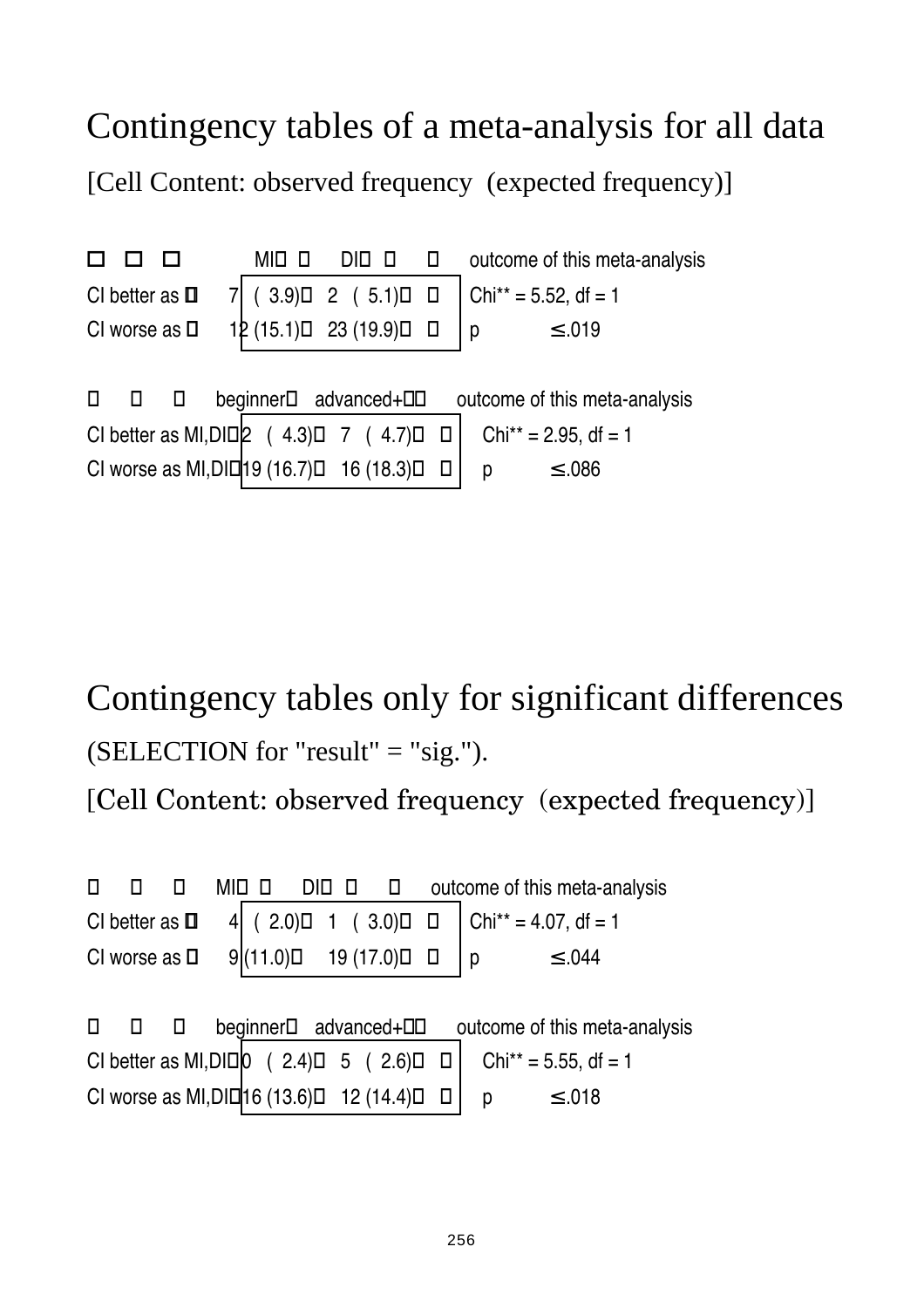# Contingency tables of a meta-analysis for all data

[Cell Content: observed frequency (expected frequency)]

| | MI | DI | outcome of this meta-analysis |
|---|---|---|---|
| CI better as | 7 (3.9) | 2 (5.1) | Chi** = 5.52, df = 1 |
| CI worse as | 12 (15.1) | 23 (19.9) | p ≤.019 |

| | beginner | advanced+ | outcome of this meta-analysis |
|---|---|---|---|
| CI better as MI,DI | 2 (4.3) | 7 (4.7) | Chi** = 2.95, df = 1 |
| CI worse as MI,DI | 19 (16.7) | 16 (18.3) | p ≤.086 |

# Contingency tables only for significant differences

(SELECTION for "result" = "sig.").

[Cell Content: observed frequency (expected frequency)]

| | MI | DI | outcome of this meta-analysis |
|---|---|---|---|
| CI better as | 4 (2.0) | 1 (3.0) | Chi** = 4.07, df = 1 |
| CI worse as | 9 (11.0) | 19 (17.0) | p ≤.044 |

| | beginner | advanced+ | outcome of this meta-analysis |
|---|---|---|---|
| CI better as MI,DI | 0 (2.4) | 5 (2.6) | Chi** = 5.55, df = 1 |
| CI worse as MI,DI | 16 (13.6) | 12 (14.4) | p ≤.018 |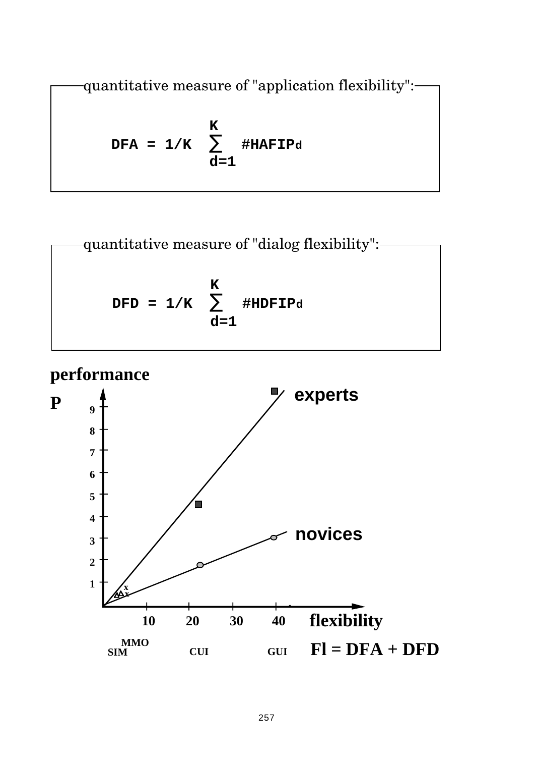quantitative measure of "application flexibility":

$$DFA = 1/K \sum_{d=1}^{K} \#HAFIP_d$$

quantitative measure of "dialog flexibility":

$$DFD = 1/K \sum_{d=1}^{K} \#HDFIP_d$$

performance

P

experts

novices

flexibility

10 20 30 40

MMO
SIM CUI GUI

$$Fl = DFA + DFD$$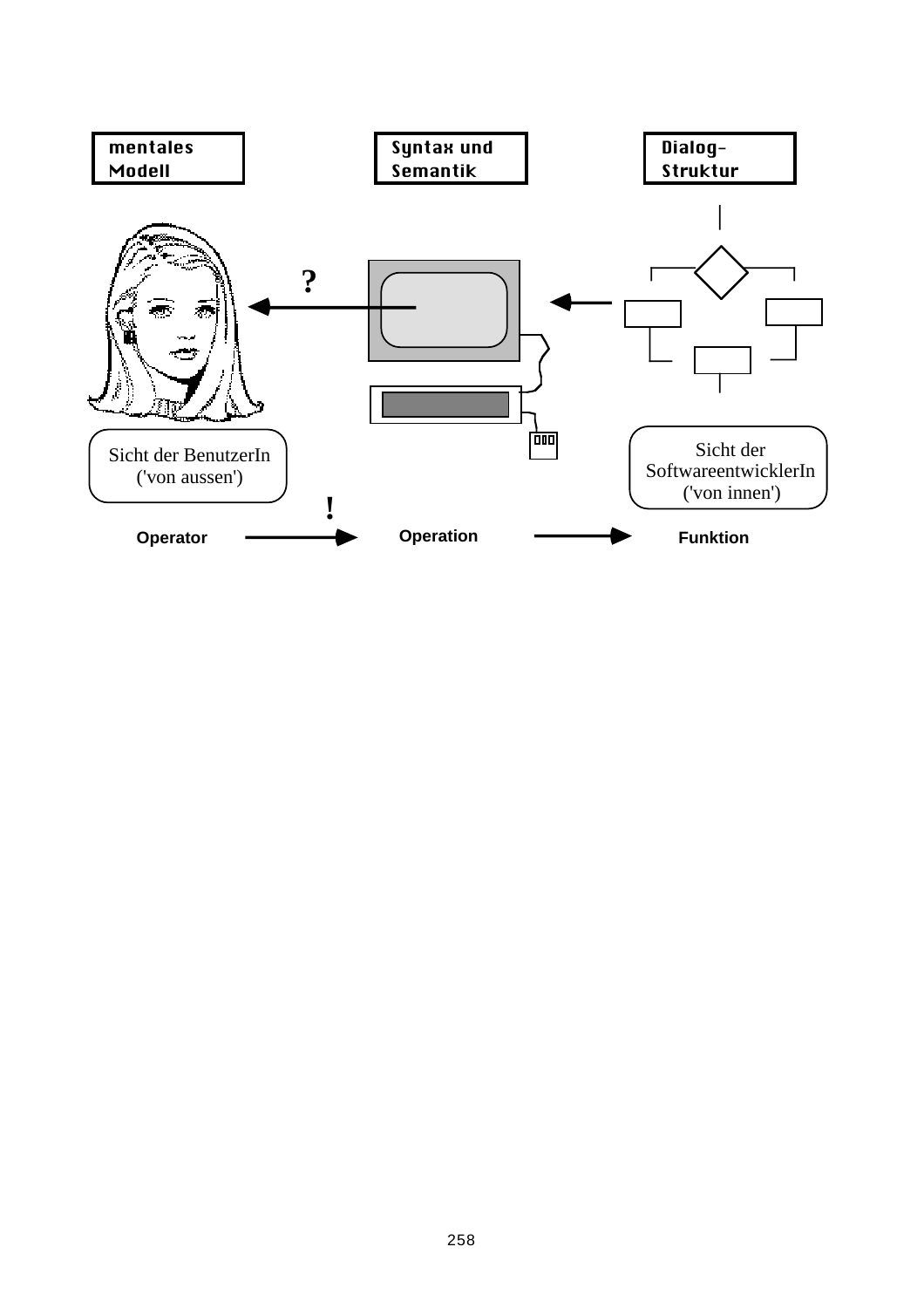mentales Modell

Syntax und Semantik

Dialog-Struktur

?

Sicht der BenutzerIn ('von aussen')

!

Sicht der SoftwareentwicklerIn ('von innen')

**Operator** → **Operation** → **Funktion**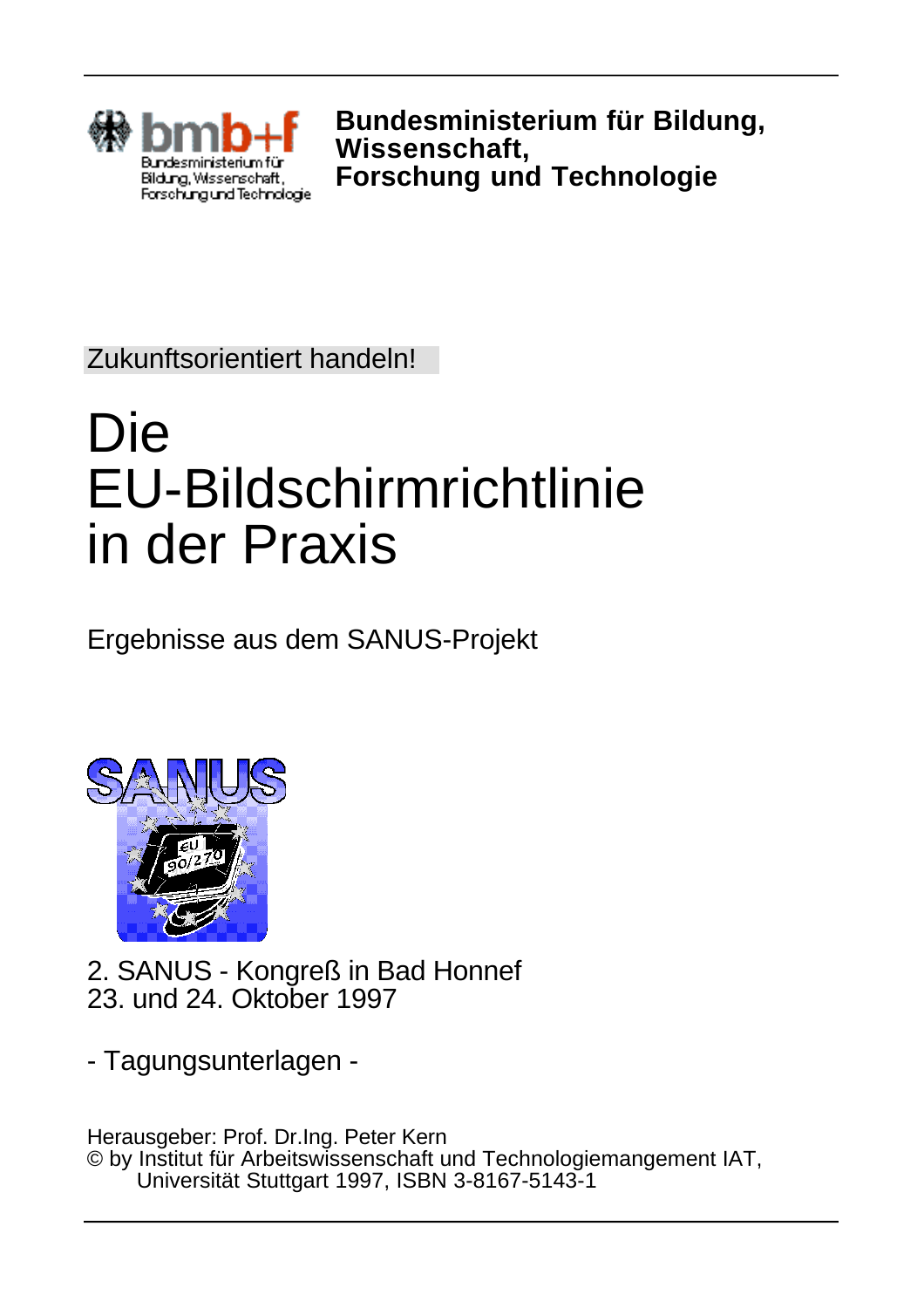**Bundesministerium für Bildung, Wissenschaft, Forschung und Technologie**

Zukunftsorientiert handeln!

# Die EU-Bildschirmrichtlinie in der Praxis

Ergebnisse aus dem SANUS-Projekt

2. SANUS - Kongreß in Bad Honnef
23. und 24. Oktober 1997

- Tagungsunterlagen -

Herausgeber: Prof. Dr.Ing. Peter Kern
© by Institut für Arbeitswissenschaft und Technologiemangement IAT, Universität Stuttgart 1997, ISBN 3-8167-5143-1